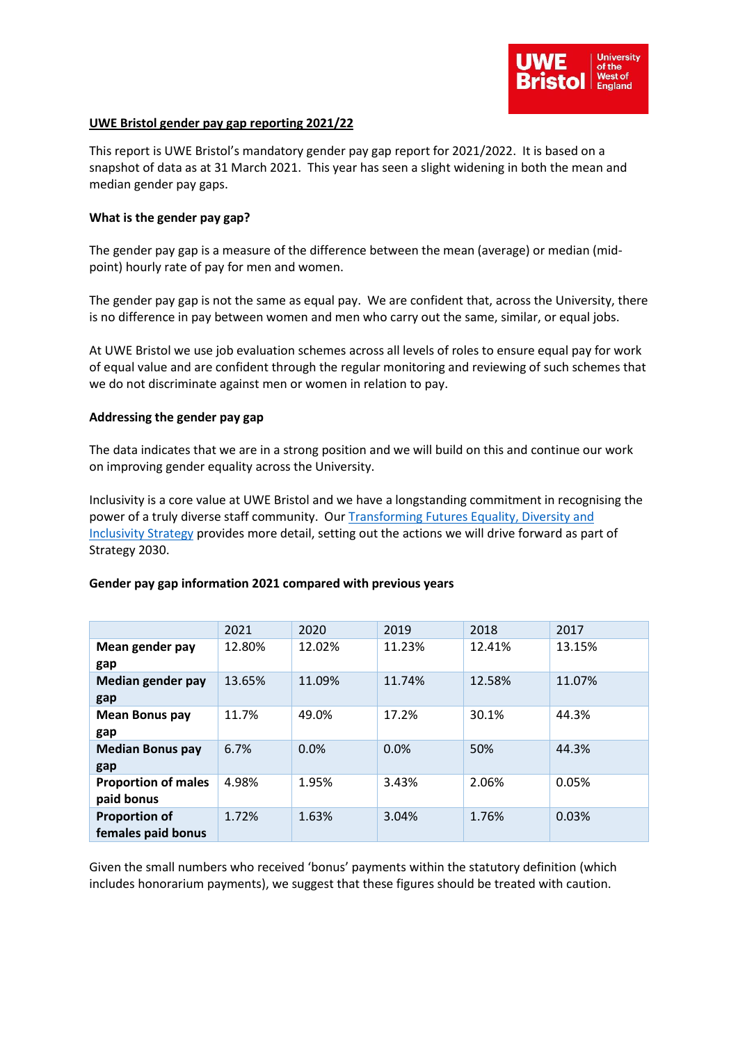## UWE Bristol gender pay gap reporting 2021/22

This report is UWE Bristol's mandatory gender pay gap report for 2021/2022. It is based on a snapshot of data as at 31 March 2021. This year has seen a slight widening in both the mean and median gender pay gaps.

### What is the gender pay gap?

The gender pay gap is a measure of the difference between the mean (average) or median (mid-point) hourly rate of pay for men and women.

The gender pay gap is not the same as equal pay. We are confident that, across the University, there is no difference in pay between women and men who carry out the same, similar, or equal jobs.

At UWE Bristol we use job evaluation schemes across all levels of roles to ensure equal pay for work of equal value and are confident through the regular monitoring and reviewing of such schemes that we do not discriminate against men or women in relation to pay.

### Addressing the gender pay gap

The data indicates that we are in a strong position and we will build on this and continue our work on improving gender equality across the University.

Inclusivity is a core value at UWE Bristol and we have a longstanding commitment in recognising the power of a truly diverse staff community. Our Transforming Futures Equality, Diversity and Inclusivity Strategy provides more detail, setting out the actions we will drive forward as part of Strategy 2030.

### Gender pay gap information 2021 compared with previous years

| | 2021 | 2020 | 2019 | 2018 | 2017 |
|---|---|---|---|---|---|
| **Mean gender pay gap** | 12.80% | 12.02% | 11.23% | 12.41% | 13.15% |
| **Median gender pay gap** | 13.65% | 11.09% | 11.74% | 12.58% | 11.07% |
| **Mean Bonus pay gap** | 11.7% | 49.0% | 17.2% | 30.1% | 44.3% |
| **Median Bonus pay gap** | 6.7% | 0.0% | 0.0% | 50% | 44.3% |
| **Proportion of males paid bonus** | 4.98% | 1.95% | 3.43% | 2.06% | 0.05% |
| **Proportion of females paid bonus** | 1.72% | 1.63% | 3.04% | 1.76% | 0.03% |

Given the small numbers who received 'bonus' payments within the statutory definition (which includes honorarium payments), we suggest that these figures should be treated with caution.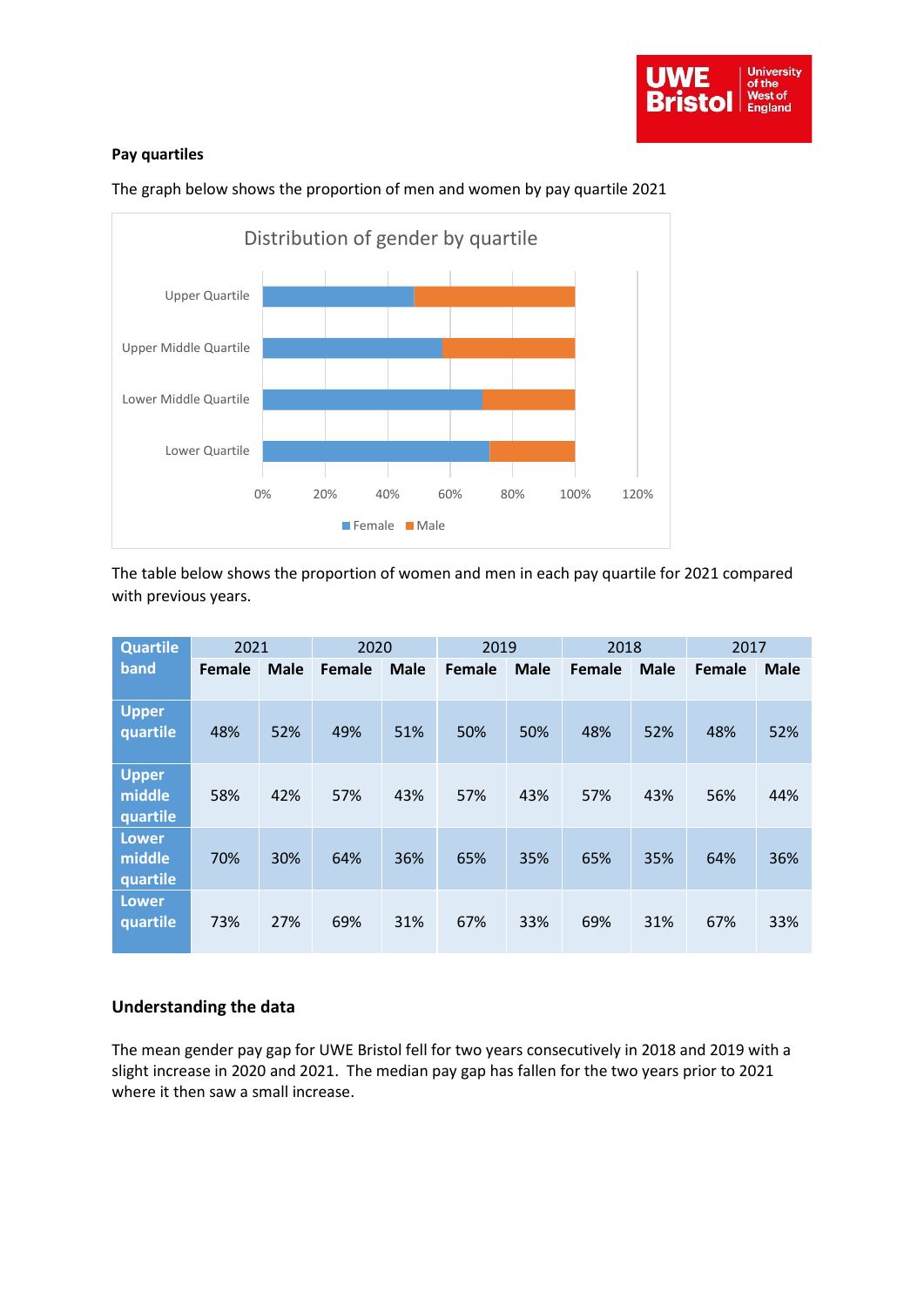## Pay quartiles

The graph below shows the proportion of men and women by pay quartile 2021

The table below shows the proportion of women and men in each pay quartile for 2021 compared with previous years.

| Quartile band | 2021 | | 2020 | | 2019 | | 2018 | | 2017 | |
|---|---|---|---|---|---|---|---|---|---|---|
| | Female | Male | Female | Male | Female | Male | Female | Male | Female | Male |
| Upper quartile | 48% | 52% | 49% | 51% | 50% | 50% | 48% | 52% | 48% | 52% |
| Upper middle quartile | 58% | 42% | 57% | 43% | 57% | 43% | 57% | 43% | 56% | 44% |
| Lower middle quartile | 70% | 30% | 64% | 36% | 65% | 35% | 65% | 35% | 64% | 36% |
| Lower quartile | 73% | 27% | 69% | 31% | 67% | 33% | 69% | 31% | 67% | 33% |

## Understanding the data

The mean gender pay gap for UWE Bristol fell for two years consecutively in 2018 and 2019 with a slight increase in 2020 and 2021. The median pay gap has fallen for the two years prior to 2021 where it then saw a small increase.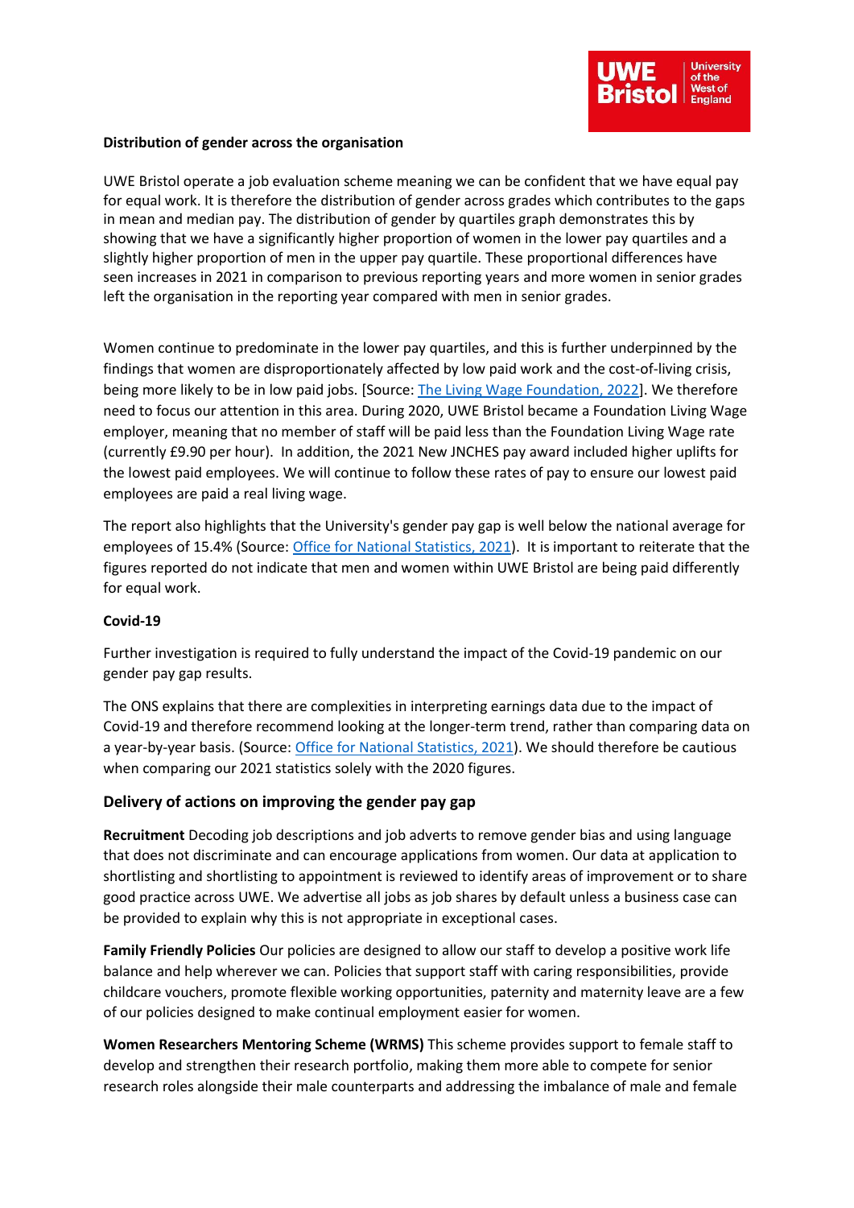**Distribution of gender across the organisation**

UWE Bristol operate a job evaluation scheme meaning we can be confident that we have equal pay for equal work. It is therefore the distribution of gender across grades which contributes to the gaps in mean and median pay. The distribution of gender by quartiles graph demonstrates this by showing that we have a significantly higher proportion of women in the lower pay quartiles and a slightly higher proportion of men in the upper pay quartile. These proportional differences have seen increases in 2021 in comparison to previous reporting years and more women in senior grades left the organisation in the reporting year compared with men in senior grades.

Women continue to predominate in the lower pay quartiles, and this is further underpinned by the findings that women are disproportionately affected by low paid work and the cost-of-living crisis, being more likely to be in low paid jobs. [Source: The Living Wage Foundation, 2022]. We therefore need to focus our attention in this area. During 2020, UWE Bristol became a Foundation Living Wage employer, meaning that no member of staff will be paid less than the Foundation Living Wage rate (currently £9.90 per hour). In addition, the 2021 New JNCHES pay award included higher uplifts for the lowest paid employees. We will continue to follow these rates of pay to ensure our lowest paid employees are paid a real living wage.

The report also highlights that the University's gender pay gap is well below the national average for employees of 15.4% (Source: Office for National Statistics, 2021). It is important to reiterate that the figures reported do not indicate that men and women within UWE Bristol are being paid differently for equal work.

**Covid-19**

Further investigation is required to fully understand the impact of the Covid-19 pandemic on our gender pay gap results.

The ONS explains that there are complexities in interpreting earnings data due to the impact of Covid-19 and therefore recommend looking at the longer-term trend, rather than comparing data on a year-by-year basis. (Source: Office for National Statistics, 2021). We should therefore be cautious when comparing our 2021 statistics solely with the 2020 figures.

## Delivery of actions on improving the gender pay gap

**Recruitment** Decoding job descriptions and job adverts to remove gender bias and using language that does not discriminate and can encourage applications from women. Our data at application to shortlisting and shortlisting to appointment is reviewed to identify areas of improvement or to share good practice across UWE. We advertise all jobs as job shares by default unless a business case can be provided to explain why this is not appropriate in exceptional cases.

**Family Friendly Policies** Our policies are designed to allow our staff to develop a positive work life balance and help wherever we can. Policies that support staff with caring responsibilities, provide childcare vouchers, promote flexible working opportunities, paternity and maternity leave are a few of our policies designed to make continual employment easier for women.

**Women Researchers Mentoring Scheme (WRMS)** This scheme provides support to female staff to develop and strengthen their research portfolio, making them more able to compete for senior research roles alongside their male counterparts and addressing the imbalance of male and female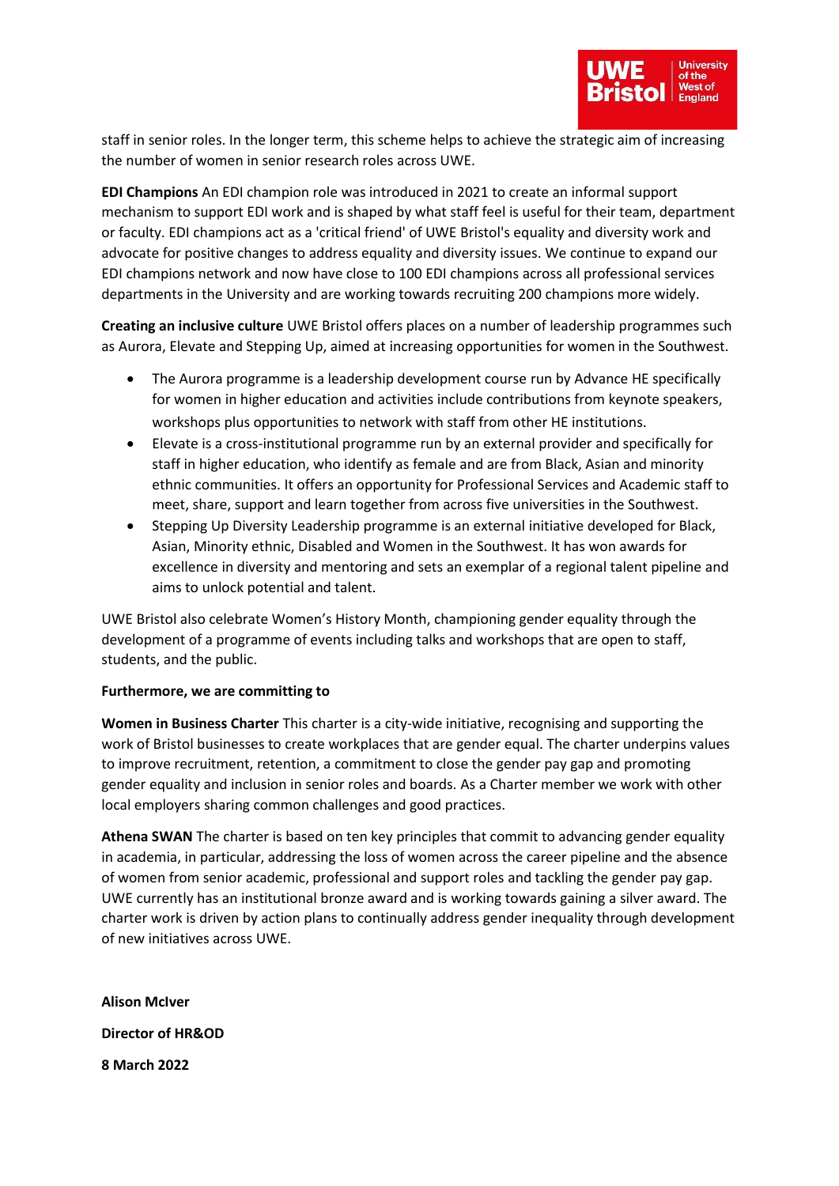staff in senior roles. In the longer term, this scheme helps to achieve the strategic aim of increasing the number of women in senior research roles across UWE.

**EDI Champions** An EDI champion role was introduced in 2021 to create an informal support mechanism to support EDI work and is shaped by what staff feel is useful for their team, department or faculty. EDI champions act as a 'critical friend' of UWE Bristol's equality and diversity work and advocate for positive changes to address equality and diversity issues. We continue to expand our EDI champions network and now have close to 100 EDI champions across all professional services departments in the University and are working towards recruiting 200 champions more widely.

**Creating an inclusive culture** UWE Bristol offers places on a number of leadership programmes such as Aurora, Elevate and Stepping Up, aimed at increasing opportunities for women in the Southwest.

- The Aurora programme is a leadership development course run by Advance HE specifically for women in higher education and activities include contributions from keynote speakers, workshops plus opportunities to network with staff from other HE institutions.
- Elevate is a cross-institutional programme run by an external provider and specifically for staff in higher education, who identify as female and are from Black, Asian and minority ethnic communities. It offers an opportunity for Professional Services and Academic staff to meet, share, support and learn together from across five universities in the Southwest.
- Stepping Up Diversity Leadership programme is an external initiative developed for Black, Asian, Minority ethnic, Disabled and Women in the Southwest. It has won awards for excellence in diversity and mentoring and sets an exemplar of a regional talent pipeline and aims to unlock potential and talent.

UWE Bristol also celebrate Women's History Month, championing gender equality through the development of a programme of events including talks and workshops that are open to staff, students, and the public.

**Furthermore, we are committing to**

**Women in Business Charter** This charter is a city-wide initiative, recognising and supporting the work of Bristol businesses to create workplaces that are gender equal. The charter underpins values to improve recruitment, retention, a commitment to close the gender pay gap and promoting gender equality and inclusion in senior roles and boards. As a Charter member we work with other local employers sharing common challenges and good practices.

**Athena SWAN** The charter is based on ten key principles that commit to advancing gender equality in academia, in particular, addressing the loss of women across the career pipeline and the absence of women from senior academic, professional and support roles and tackling the gender pay gap. UWE currently has an institutional bronze award and is working towards gaining a silver award. The charter work is driven by action plans to continually address gender inequality through development of new initiatives across UWE.

**Alison McIver**

**Director of HR&OD**

**8 March 2022**